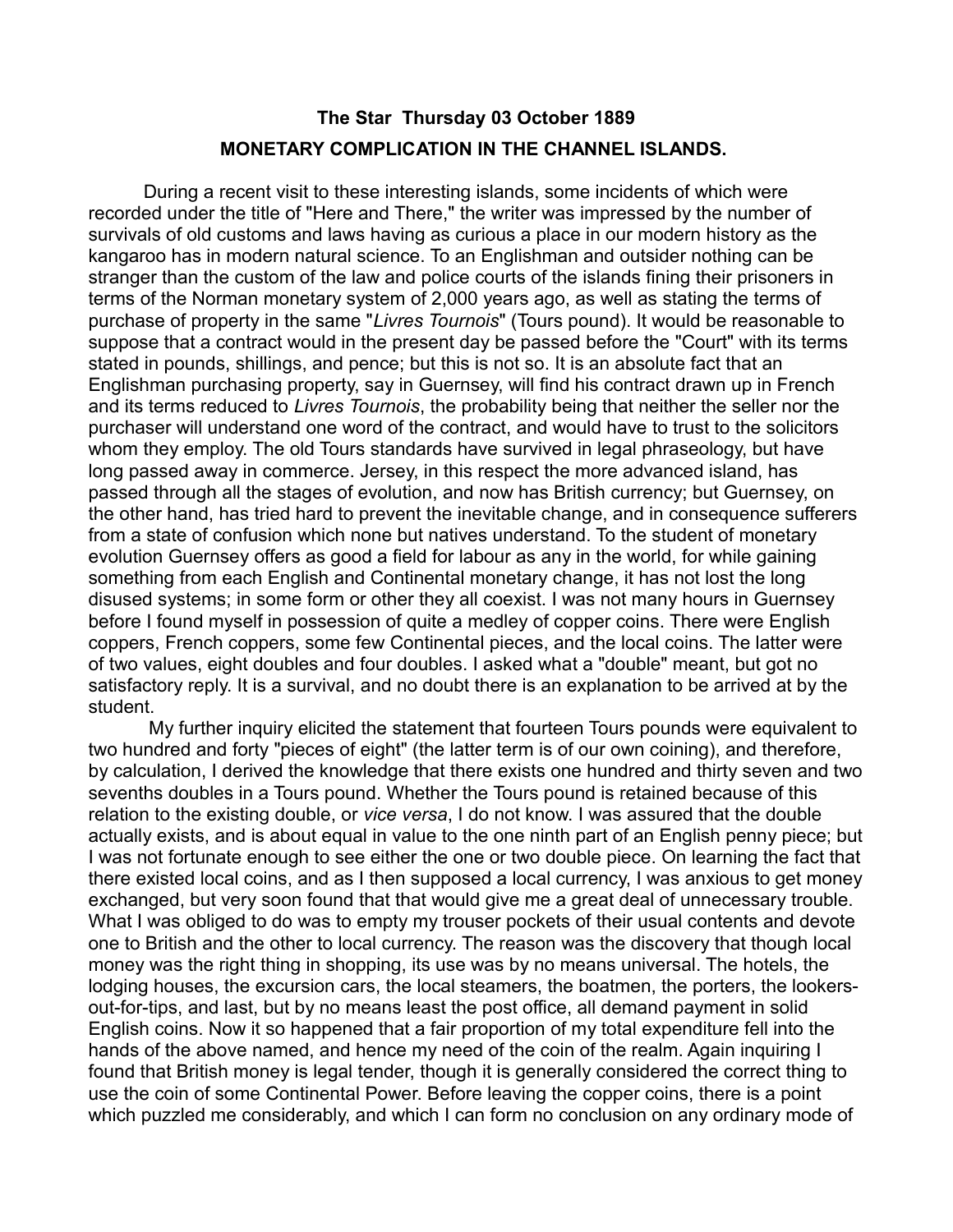**The Star Thursday 03 October 1889**

**MONETARY COMPLICATION IN THE CHANNEL ISLANDS.**

During a recent visit to these interesting islands, some incidents of which were recorded under the title of "Here and There," the writer was impressed by the number of survivals of old customs and laws having as curious a place in our modern history as the kangaroo has in modern natural science. To an Englishman and outsider nothing can be stranger than the custom of the law and police courts of the islands fining their prisoners in terms of the Norman monetary system of 2,000 years ago, as well as stating the terms of purchase of property in the same "*Livres Tournois*" (Tours pound). It would be reasonable to suppose that a contract would in the present day be passed before the "Court" with its terms stated in pounds, shillings, and pence; but this is not so. It is an absolute fact that an Englishman purchasing property, say in Guernsey, will find his contract drawn up in French and its terms reduced to *Livres Tournois*, the probability being that neither the seller nor the purchaser will understand one word of the contract, and would have to trust to the solicitors whom they employ. The old Tours standards have survived in legal phraseology, but have long passed away in commerce. Jersey, in this respect the more advanced island, has passed through all the stages of evolution, and now has British currency; but Guernsey, on the other hand, has tried hard to prevent the inevitable change, and in consequence sufferers from a state of confusion which none but natives understand. To the student of monetary evolution Guernsey offers as good a field for labour as any in the world, for while gaining something from each English and Continental monetary change, it has not lost the long disused systems; in some form or other they all coexist. I was not many hours in Guernsey before I found myself in possession of quite a medley of copper coins. There were English coppers, French coppers, some few Continental pieces, and the local coins. The latter were of two values, eight doubles and four doubles. I asked what a "double" meant, but got no satisfactory reply. It is a survival, and no doubt there is an explanation to be arrived at by the student.

My further inquiry elicited the statement that fourteen Tours pounds were equivalent to two hundred and forty "pieces of eight" (the latter term is of our own coining), and therefore, by calculation, I derived the knowledge that there exists one hundred and thirty seven and two sevenths doubles in a Tours pound. Whether the Tours pound is retained because of this relation to the existing double, or *vice versa*, I do not know. I was assured that the double actually exists, and is about equal in value to the one ninth part of an English penny piece; but I was not fortunate enough to see either the one or two double piece. On learning the fact that there existed local coins, and as I then supposed a local currency, I was anxious to get money exchanged, but very soon found that that would give me a great deal of unnecessary trouble. What I was obliged to do was to empty my trouser pockets of their usual contents and devote one to British and the other to local currency. The reason was the discovery that though local money was the right thing in shopping, its use was by no means universal. The hotels, the lodging houses, the excursion cars, the local steamers, the boatmen, the porters, the lookers-out-for-tips, and last, but by no means least the post office, all demand payment in solid English coins. Now it so happened that a fair proportion of my total expenditure fell into the hands of the above named, and hence my need of the coin of the realm. Again inquiring I found that British money is legal tender, though it is generally considered the correct thing to use the coin of some Continental Power. Before leaving the copper coins, there is a point which puzzled me considerably, and which I can form no conclusion on any ordinary mode of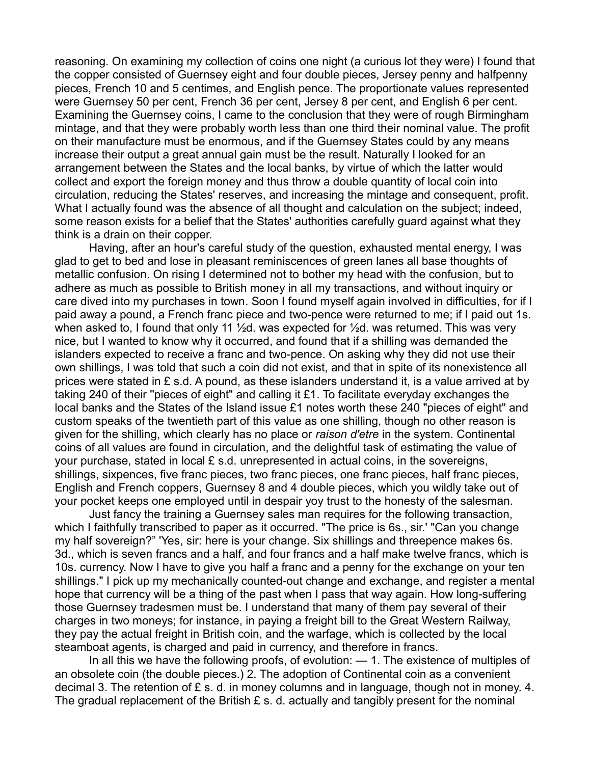reasoning. On examining my collection of coins one night (a curious lot they were) I found that the copper consisted of Guernsey eight and four double pieces, Jersey penny and halfpenny pieces, French 10 and 5 centimes, and English pence. The proportionate values represented were Guernsey 50 per cent, French 36 per cent, Jersey 8 per cent, and English 6 per cent. Examining the Guernsey coins, I came to the conclusion that they were of rough Birmingham mintage, and that they were probably worth less than one third their nominal value. The profit on their manufacture must be enormous, and if the Guernsey States could by any means increase their output a great annual gain must be the result. Naturally I looked for an arrangement between the States and the local banks, by virtue of which the latter would collect and export the foreign money and thus throw a double quantity of local coin into circulation, reducing the States' reserves, and increasing the mintage and consequent, profit. What I actually found was the absence of all thought and calculation on the subject; indeed, some reason exists for a belief that the States' authorities carefully guard against what they think is a drain on their copper.

Having, after an hour's careful study of the question, exhausted mental energy, I was glad to get to bed and lose in pleasant reminiscences of green lanes all base thoughts of metallic confusion. On rising I determined not to bother my head with the confusion, but to adhere as much as possible to British money in all my transactions, and without inquiry or care dived into my purchases in town. Soon I found myself again involved in difficulties, for if I paid away a pound, a French franc piece and two-pence were returned to me; if I paid out 1s. when asked to, I found that only 11 ½d. was expected for ½d. was returned. This was very nice, but I wanted to know why it occurred, and found that if a shilling was demanded the islanders expected to receive a franc and two-pence. On asking why they did not use their own shillings, I was told that such a coin did not exist, and that in spite of its nonexistence all prices were stated in £ s.d. A pound, as these islanders understand it, is a value arrived at by taking 240 of their "pieces of eight" and calling it £1. To facilitate everyday exchanges the local banks and the States of the Island issue £1 notes worth these 240 "pieces of eight" and custom speaks of the twentieth part of this value as one shilling, though no other reason is given for the shilling, which clearly has no place or *raison d'etre* in the system. Continental coins of all values are found in circulation, and the delightful task of estimating the value of your purchase, stated in local £ s.d. unrepresented in actual coins, in the sovereigns, shillings, sixpences, five franc pieces, two franc pieces, one franc pieces, half franc pieces, English and French coppers, Guernsey 8 and 4 double pieces, which you wildly take out of your pocket keeps one employed until in despair yoy trust to the honesty of the salesman.

Just fancy the training a Guernsey sales man requires for the following transaction, which I faithfully transcribed to paper as it occurred. "The price is 6s., sir.' "Can you change my half sovereign?" 'Yes, sir: here is your change. Six shillings and threepence makes 6s. 3d., which is seven francs and a half, and four francs and a half make twelve francs, which is 10s. currency. Now I have to give you half a franc and a penny for the exchange on your ten shillings." I pick up my mechanically counted-out change and exchange, and register a mental hope that currency will be a thing of the past when I pass that way again. How long-suffering those Guernsey tradesmen must be. I understand that many of them pay several of their charges in two moneys; for instance, in paying a freight bill to the Great Western Railway, they pay the actual freight in British coin, and the warfage, which is collected by the local steamboat agents, is charged and paid in currency, and therefore in francs.

In all this we have the following proofs, of evolution: — 1. The existence of multiples of an obsolete coin (the double pieces.) 2. The adoption of Continental coin as a convenient decimal 3. The retention of £ s. d. in money columns and in language, though not in money. 4. The gradual replacement of the British £ s. d. actually and tangibly present for the nominal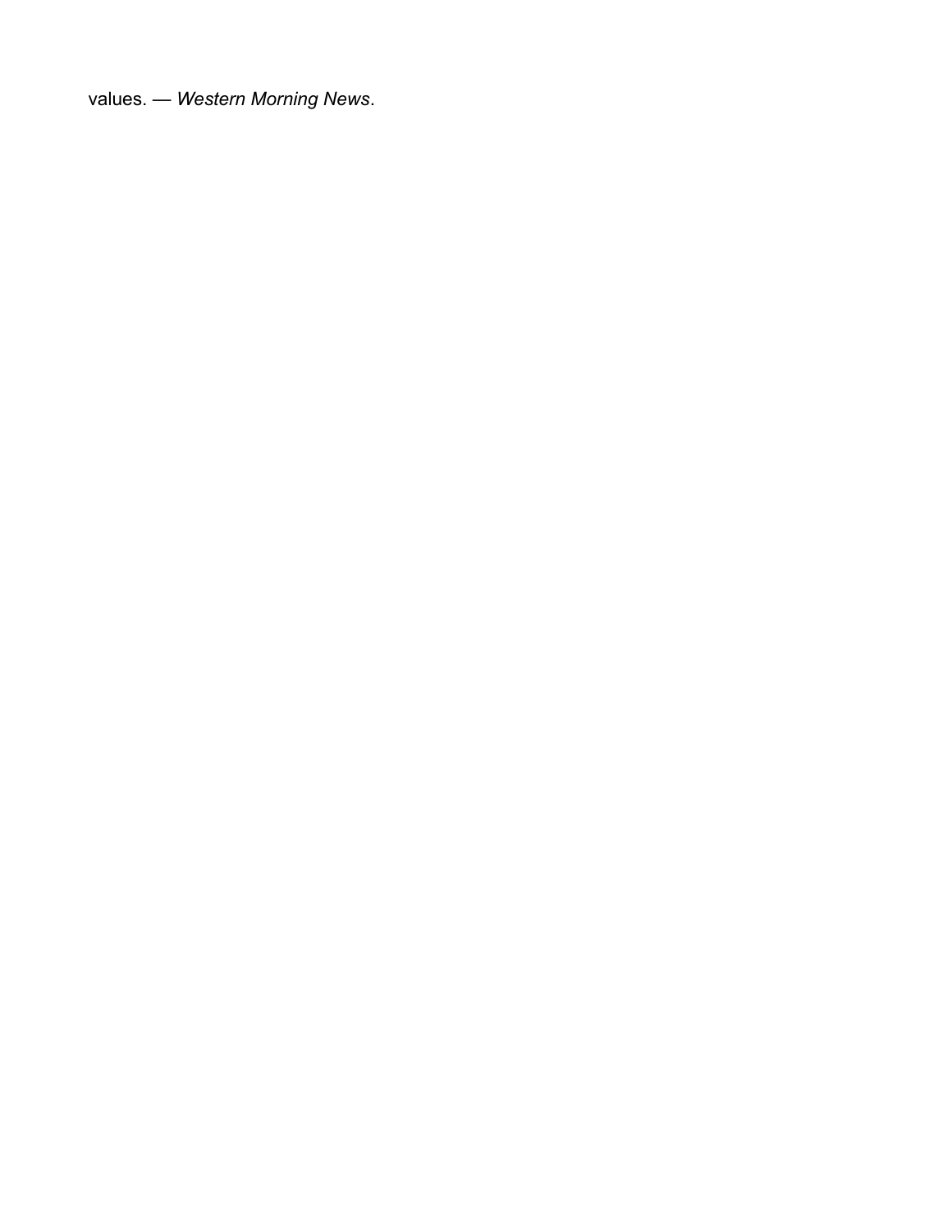values. — *Western Morning News*.